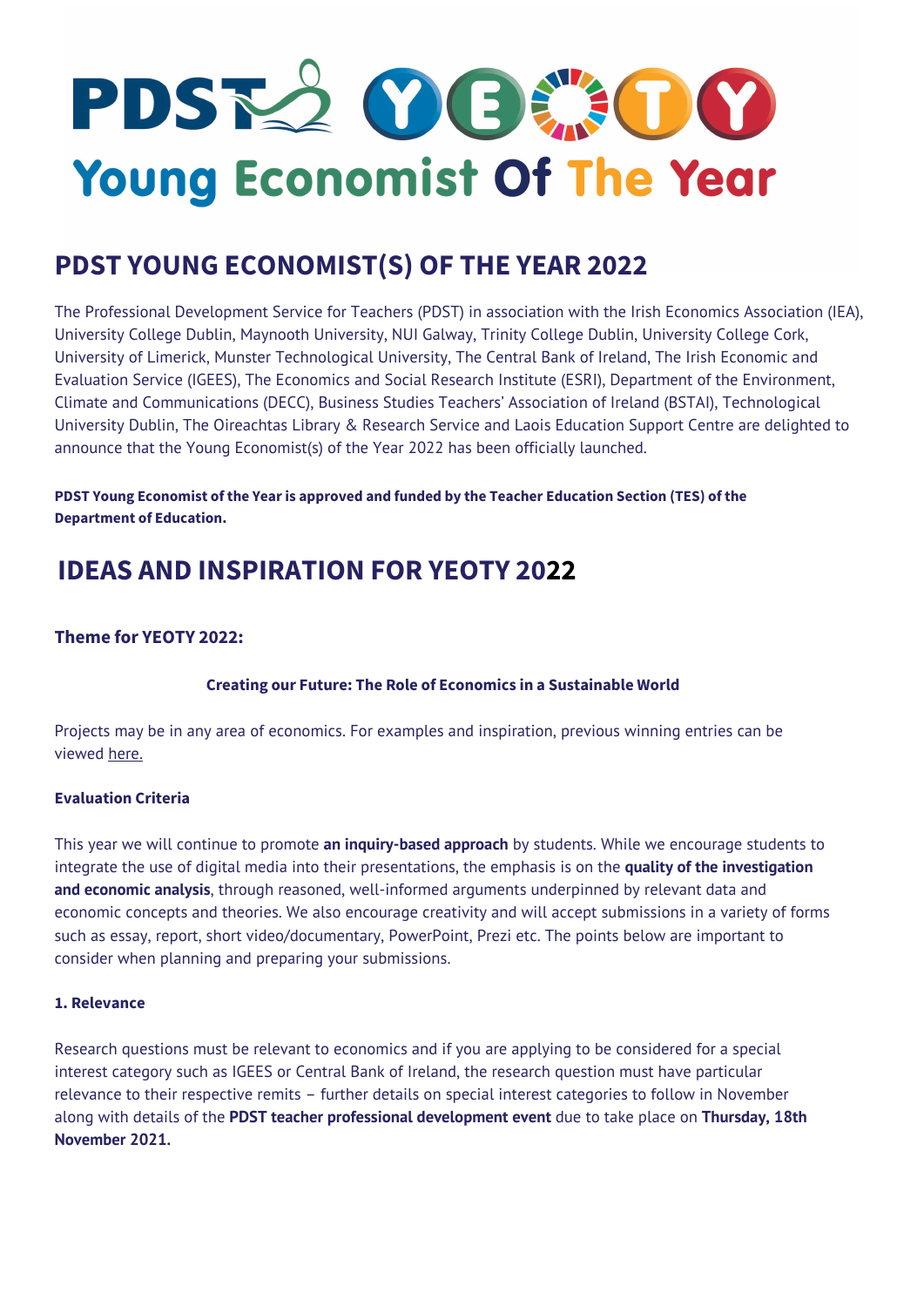# PDST YEOTY Young Economist Of The Year

## PDST YOUNG ECONOMIST(S) OF THE YEAR 2022

The Professional Development Service for Teachers (PDST) in association with the Irish Economics Association (IEA), University College Dublin, Maynooth University, NUI Galway, Trinity College Dublin, University College Cork, University of Limerick, Munster Technological University, The Central Bank of Ireland, The Irish Economic and Evaluation Service (IGEES), The Economics and Social Research Institute (ESRI), Department of the Environment, Climate and Communications (DECC), Business Studies Teachers' Association of Ireland (BSTAI), Technological University Dublin, The Oireachtas Library & Research Service and Laois Education Support Centre are delighted to announce that the Young Economist(s) of the Year 2022 has been officially launched.

**PDST Young Economist of the Year is approved and funded by the Teacher Education Section (TES) of the Department of Education.**

## IDEAS AND INSPIRATION FOR YEOTY 2022

### Theme for YEOTY 2022:

**Creating our Future: The Role of Economics in a Sustainable World**

Projects may be in any area of economics. For examples and inspiration, previous winning entries can be viewed here.

#### Evaluation Criteria

This year we will continue to promote **an inquiry-based approach** by students. While we encourage students to integrate the use of digital media into their presentations, the emphasis is on the **quality of the investigation and economic analysis**, through reasoned, well-informed arguments underpinned by relevant data and economic concepts and theories. We also encourage creativity and will accept submissions in a variety of forms such as essay, report, short video/documentary, PowerPoint, Prezi etc. The points below are important to consider when planning and preparing your submissions.

#### 1. Relevance

Research questions must be relevant to economics and if you are applying to be considered for a special interest category such as IGEES or Central Bank of Ireland, the research question must have particular relevance to their respective remits – further details on special interest categories to follow in November along with details of the **PDST teacher professional development event** due to take place on **Thursday, 18th November 2021.**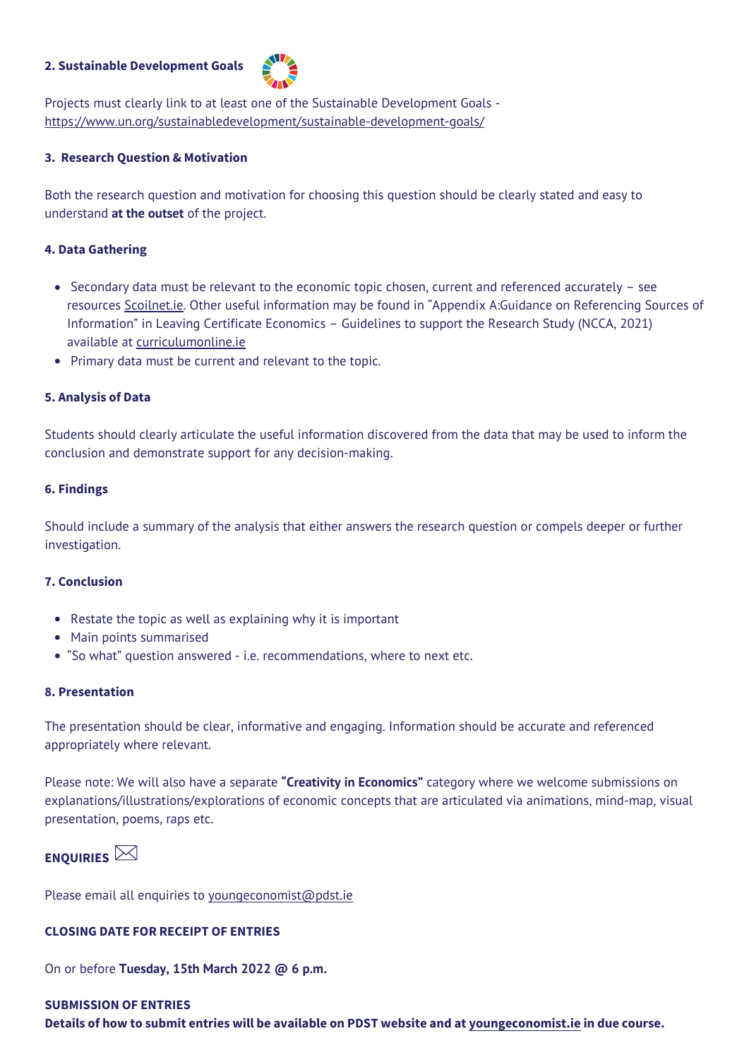**2. Sustainable Development Goals**

Projects must clearly link to at least one of the Sustainable Development Goals - https://www.un.org/sustainabledevelopment/sustainable-development-goals/

**3. Research Question & Motivation**

Both the research question and motivation for choosing this question should be clearly stated and easy to understand **at the outset** of the project.

**4. Data Gathering**

- Secondary data must be relevant to the economic topic chosen, current and referenced accurately – see resources Scoilnet.ie. Other useful information may be found in "Appendix A:Guidance on Referencing Sources of Information" in Leaving Certificate Economics – Guidelines to support the Research Study (NCCA, 2021) available at curriculumonline.ie
- Primary data must be current and relevant to the topic.

**5. Analysis of Data**

Students should clearly articulate the useful information discovered from the data that may be used to inform the conclusion and demonstrate support for any decision-making.

**6. Findings**

Should include a summary of the analysis that either answers the research question or compels deeper or further investigation.

**7. Conclusion**

- Restate the topic as well as explaining why it is important
- Main points summarised
- "So what" question answered - i.e. recommendations, where to next etc.

**8. Presentation**

The presentation should be clear, informative and engaging. Information should be accurate and referenced appropriately where relevant.

Please note: We will also have a separate **"Creativity in Economics"** category where we welcome submissions on explanations/illustrations/explorations of economic concepts that are articulated via animations, mind-map, visual presentation, poems, raps etc.

**ENQUIRIES**

Please email all enquiries to youngeconomist@pdst.ie

**CLOSING DATE FOR RECEIPT OF ENTRIES**

On or before **Tuesday, 15th March 2022 @ 6 p.m.**

**SUBMISSION OF ENTRIES**

**Details of how to submit entries will be available on PDST website and at youngeconomist.ie in due course.**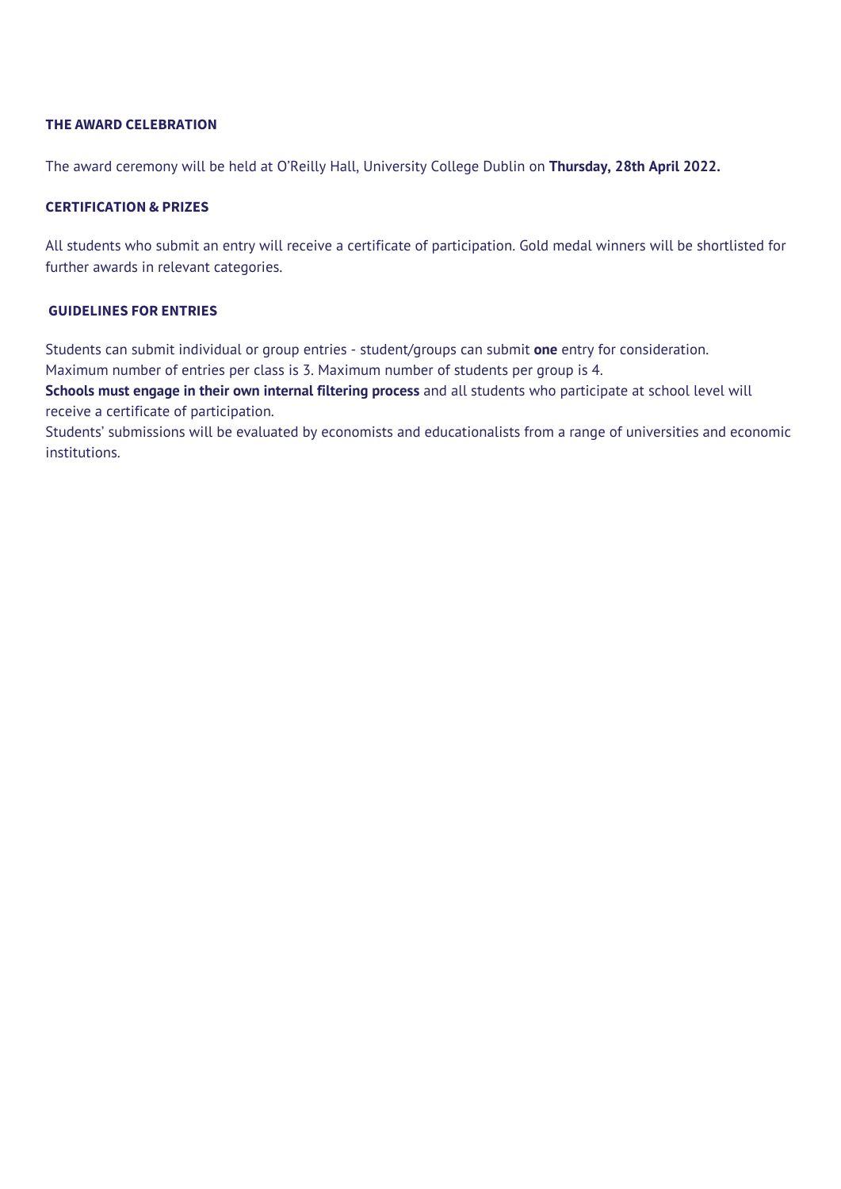### THE AWARD CELEBRATION

The award ceremony will be held at O'Reilly Hall, University College Dublin on **Thursday, 28th April 2022.**

### CERTIFICATION & PRIZES

All students who submit an entry will receive a certificate of participation. Gold medal winners will be shortlisted for further awards in relevant categories.

### GUIDELINES FOR ENTRIES

Students can submit individual or group entries - student/groups can submit **one** entry for consideration.
Maximum number of entries per class is 3. Maximum number of students per group is 4.
**Schools must engage in their own internal filtering process** and all students who participate at school level will receive a certificate of participation.
Students' submissions will be evaluated by economists and educationalists from a range of universities and economic institutions.